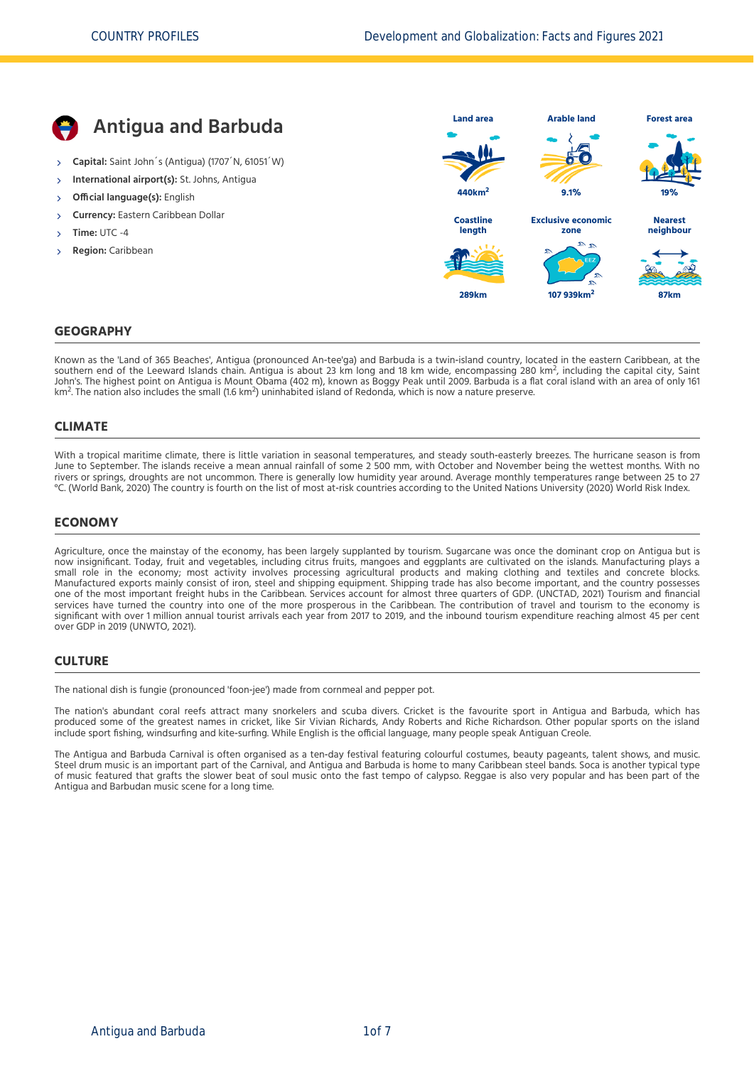# Antigua and Barbuda

- **Capital:** Saint John´s (Antigua) (1707´N, 61051´W)
- **International airport(s):** St. Johns, Antigua
- **Official language(s):** English
- **Currency:** Eastern Caribbean Dollar
- **Time:** UTC -4
- **Region:** Caribbean

| Land area | Arable land | Forest area |
|---|---|---|
| 440km$^2$ | 9.1% | 19% |

| Coastline length | Exclusive economic zone | Nearest neighbour |
|---|---|---|
| 289km | 107 939km$^2$ | 87km |

## GEOGRAPHY

Known as the 'Land of 365 Beaches', Antigua (pronounced An-tee'ga) and Barbuda is a twin-island country, located in the eastern Caribbean, at the southern end of the Leeward Islands chain. Antigua is about 23 km long and 18 km wide, encompassing 280 km$^2$, including the capital city, Saint John's. The highest point on Antigua is Mount Obama (402 m), known as Boggy Peak until 2009. Barbuda is a flat coral island with an area of only 161 km$^2$. The nation also includes the small (1.6 km$^2$) uninhabited island of Redonda, which is now a nature preserve.

## CLIMATE

With a tropical maritime climate, there is little variation in seasonal temperatures, and steady south-easterly breezes. The hurricane season is from June to September. The islands receive a mean annual rainfall of some 2 500 mm, with October and November being the wettest months. With no rivers or springs, droughts are not uncommon. There is generally low humidity year around. Average monthly temperatures range between 25 to 27 °C. (World Bank, 2020) The country is fourth on the list of most at-risk countries according to the United Nations University (2020) World Risk Index.

## ECONOMY

Agriculture, once the mainstay of the economy, has been largely supplanted by tourism. Sugarcane was once the dominant crop on Antigua but is now insignificant. Today, fruit and vegetables, including citrus fruits, mangoes and eggplants are cultivated on the islands. Manufacturing plays a small role in the economy; most activity involves processing agricultural products and making clothing and textiles and concrete blocks. Manufactured exports mainly consist of iron, steel and shipping equipment. Shipping trade has also become important, and the country possesses one of the most important freight hubs in the Caribbean. Services account for almost three quarters of GDP. (UNCTAD, 2021) Tourism and financial services have turned the country into one of the more prosperous in the Caribbean. The contribution of travel and tourism to the economy is significant with over 1 million annual tourist arrivals each year from 2017 to 2019, and the inbound tourism expenditure reaching almost 45 per cent over GDP in 2019 (UNWTO, 2021).

## CULTURE

The national dish is fungie (pronounced 'foon-jee') made from cornmeal and pepper pot.

The nation's abundant coral reefs attract many snorkelers and scuba divers. Cricket is the favourite sport in Antigua and Barbuda, which has produced some of the greatest names in cricket, like Sir Vivian Richards, Andy Roberts and Riche Richardson. Other popular sports on the island include sport fishing, windsurfing and kite-surfing. While English is the official language, many people speak Antiguan Creole.

The Antigua and Barbuda Carnival is often organised as a ten-day festival featuring colourful costumes, beauty pageants, talent shows, and music. Steel drum music is an important part of the Carnival, and Antigua and Barbuda is home to many Caribbean steel bands. Soca is another typical type of music featured that grafts the slower beat of soul music onto the fast tempo of calypso. Reggae is also very popular and has been part of the Antigua and Barbudan music scene for a long time.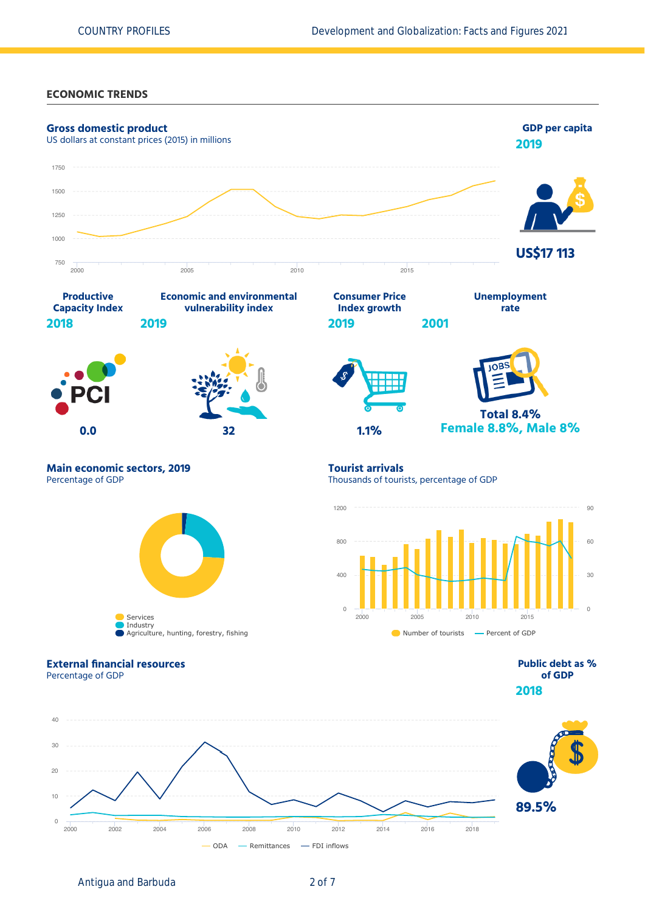## ECONOMIC TRENDS

### Gross domestic product

US dollars at constant prices (2015) in millions

### GDP per capita

**2019**

**US$17 113**

| Productive Capacity Index | Economic and environmental vulnerability index | Consumer Price Index growth | Unemployment rate |
|---|---|---|---|
| 2018 | 2019 | 2019 | 2001 |
| 0.0 | 32 | 1.1% | Total 8.4% Female 8.8%, Male 8% |

### Main economic sectors, 2019

Percentage of GDP

- Services
- Industry
- Agriculture, hunting, forestry, fishing

### Tourist arrivals

Thousands of tourists, percentage of GDP

Number of tourists — Percent of GDP

### External financial resources

Percentage of GDP

ODA — Remittances — FDI inflows

### Public debt as % of GDP

**2018**

**89.5%**

Antigua and Barbuda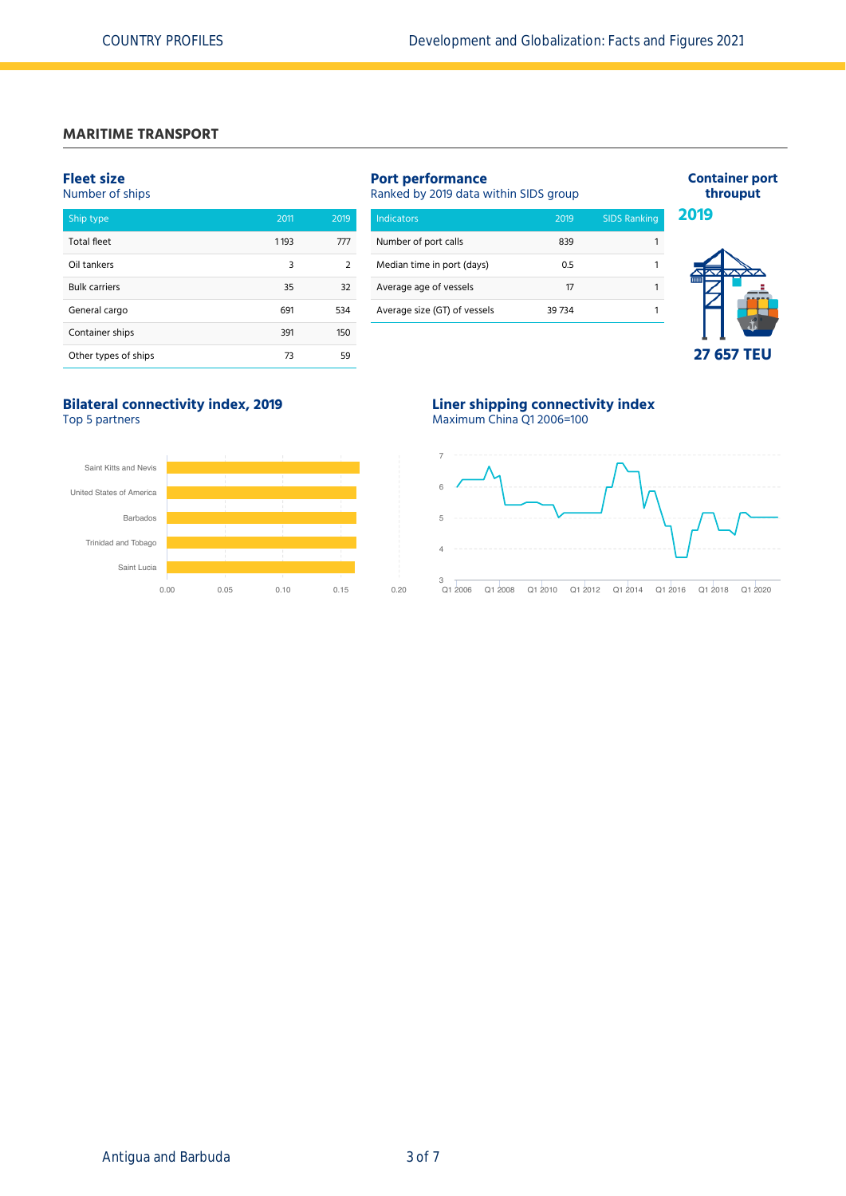## MARITIME TRANSPORT

### Fleet size
Number of ships

| Ship type | 2011 | 2019 |
|---|---|---|
| Total fleet | 1 193 | 777 |
| Oil tankers | 3 | 2 |
| Bulk carriers | 35 | 32 |
| General cargo | 691 | 534 |
| Container ships | 391 | 150 |
| Other types of ships | 73 | 59 |

### Port performance
Ranked by 2019 data within SIDS group

| Indicators | 2019 | SIDS Ranking |
|---|---|---|
| Number of port calls | 839 | 1 |
| Median time in port (days) | 0.5 | 1 |
| Average age of vessels | 17 | 1 |
| Average size (GT) of vessels | 39 734 | 1 |

### Container port throuput

**2019**

**27 657 TEU**

### Bilateral connectivity index, 2019
Top 5 partners

Saint Kitts and Nevis, United States of America, Barbados, Trinidad and Tobago, Saint Lucia

0.00 0.05 0.10 0.15 0.20

### Liner shipping connectivity index
Maximum China Q1 2006=100

Q1 2006, Q1 2008, Q1 2010, Q1 2012, Q1 2014, Q1 2016, Q1 2018, Q1 2020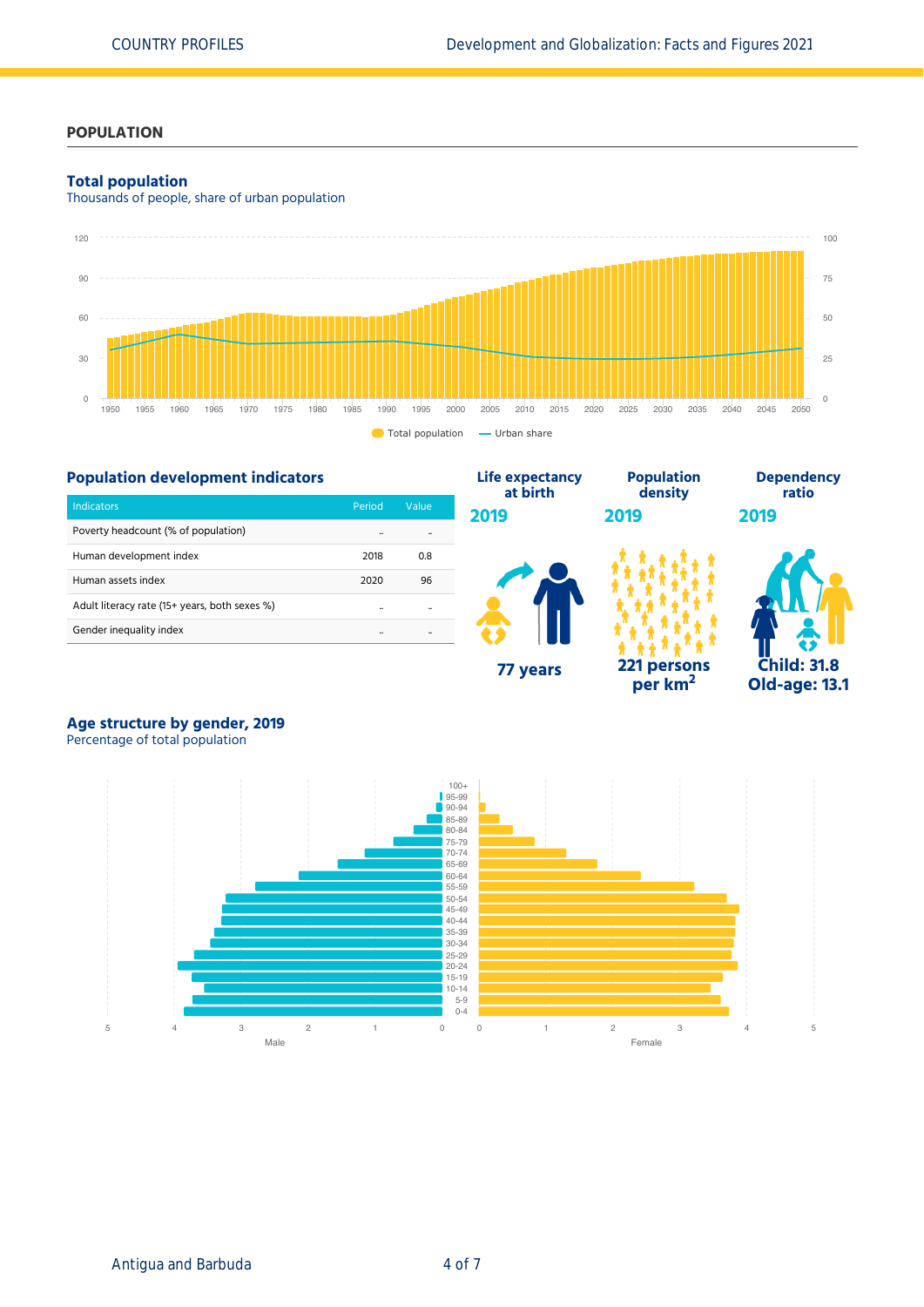## POPULATION

### Total population

Thousands of people, share of urban population

Total population — Urban share

### Population development indicators

| Indicators | Period | Value |
|---|---|---|
| Poverty headcount (% of population) | .. | .. |
| Human development index | 2018 | 0.8 |
| Human assets index | 2020 | 96 |
| Adult literacy rate (15+ years, both sexes %) | .. | .. |
| Gender inequality index | .. | .. |

**Life expectancy at birth**

**2019**

**77 years**

**Population density**

**2019**

**221 persons per km²**

**Dependency ratio**

**2019**

**Child: 31.8**
**Old-age: 13.1**

### Age structure by gender, 2019

Percentage of total population

Male — Female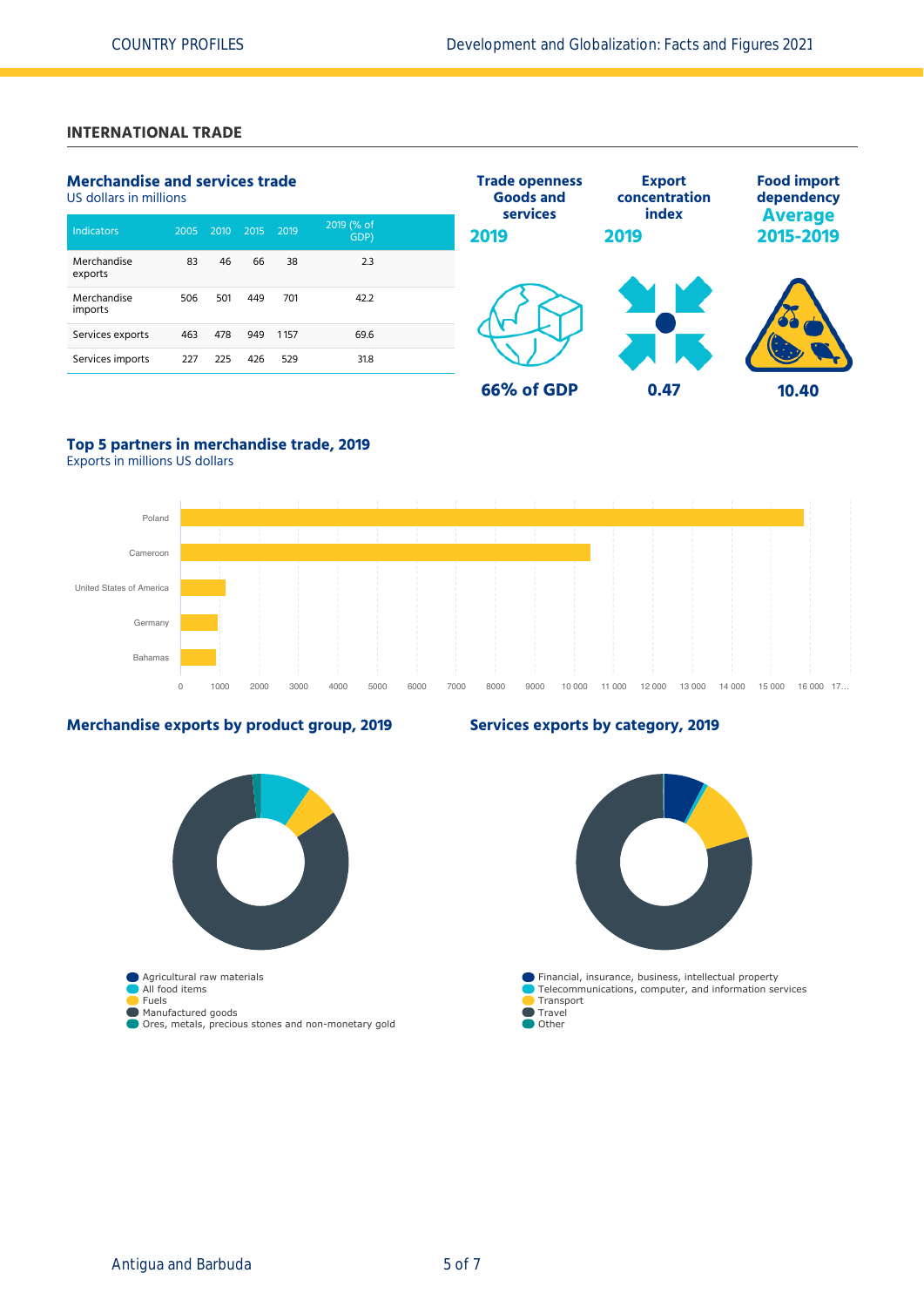## INTERNATIONAL TRADE

### Merchandise and services trade

US dollars in millions

| Indicators | 2005 | 2010 | 2015 | 2019 | 2019 (% of GDP) |
|---|---|---|---|---|---|
| Merchandise exports | 83 | 46 | 66 | 38 | 2.3 |
| Merchandise imports | 506 | 501 | 449 | 701 | 42.2 |
| Services exports | 463 | 478 | 949 | 1 157 | 69.6 |
| Services imports | 227 | 225 | 426 | 529 | 31.8 |

**Trade openness Goods and services 2019**

66% of GDP

**Export concentration index 2019**

0.47

**Food import dependency Average 2015-2019**

10.40

### Top 5 partners in merchandise trade, 2019

Exports in millions US dollars

- Poland
- Cameroon
- United States of America
- Germany
- Bahamas

### Merchandise exports by product group, 2019

- Agricultural raw materials
- All food items
- Fuels
- Manufactured goods
- Ores, metals, precious stones and non-monetary gold

### Services exports by category, 2019

- Financial, insurance, business, intellectual property
- Telecommunications, computer, and information services
- Transport
- Travel
- Other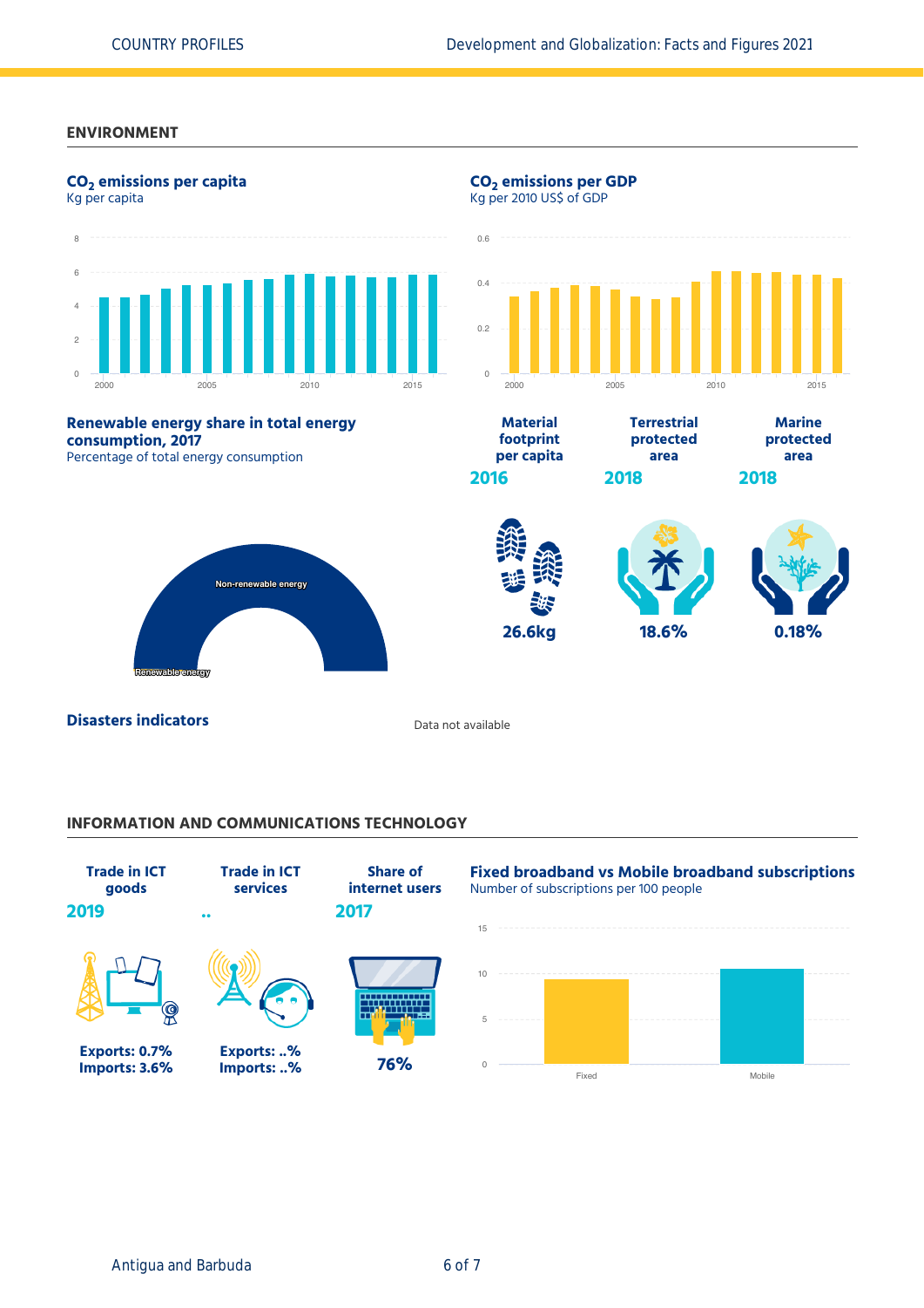## ENVIRONMENT

### $CO_2$ emissions per capita

Kg per capita

### $CO_2$ emissions per GDP

Kg per 2010 US$ of GDP

### Renewable energy share in total energy consumption, 2017

Percentage of total energy consumption

Non-renewable energy

Renewable energy

| Material footprint per capita | Terrestrial protected area | Marine protected area |
|---|---|---|
| 2016 | 2018 | 2018 |
| 26.6kg | 18.6% | 0.18% |

### Disasters indicators

Data not available

## INFORMATION AND COMMUNICATIONS TECHNOLOGY

| Trade in ICT goods | Trade in ICT services | Share of internet users |
|---|---|---|
| 2019 | .. | 2017 |
| Exports: 0.7%<br>Imports: 3.6% | Exports: ..%<br>Imports: ..% | 76% |

### Fixed broadband vs Mobile broadband subscriptions

Number of subscriptions per 100 people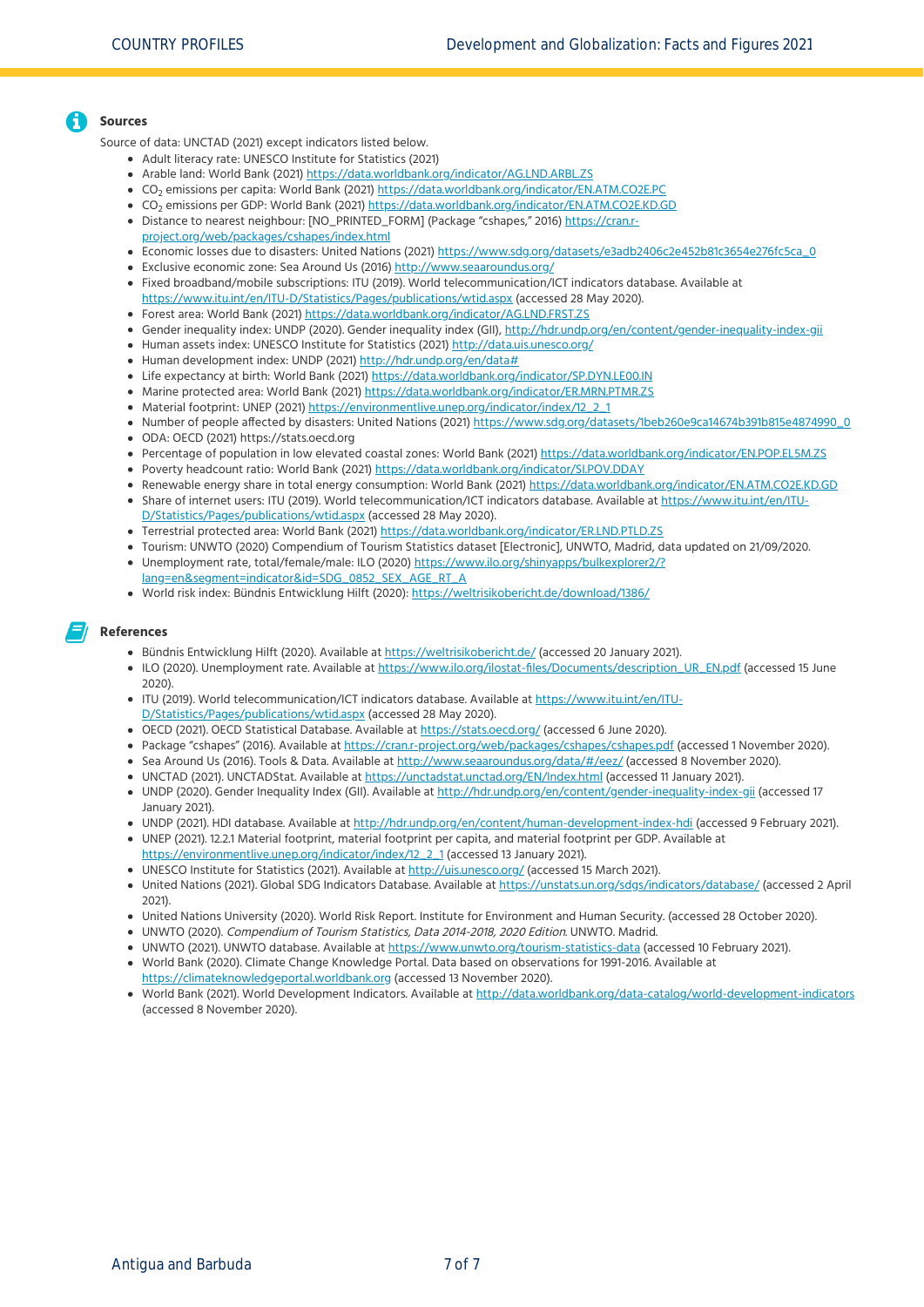## Sources

Source of data: UNCTAD (2021) except indicators listed below.

- Adult literacy rate: UNESCO Institute for Statistics (2021)
- Arable land: World Bank (2021) https://data.worldbank.org/indicator/AG.LND.ARBL.ZS
- $CO_2$ emissions per capita: World Bank (2021) https://data.worldbank.org/indicator/EN.ATM.CO2E.PC
- $CO_2$ emissions per GDP: World Bank (2021) https://data.worldbank.org/indicator/EN.ATM.CO2E.KD.GD
- Distance to nearest neighbour: [NO_PRINTED_FORM] (Package "cshapes," 2016) https://cran.r-project.org/web/packages/cshapes/index.html
- Economic losses due to disasters: United Nations (2021) https://www.sdg.org/datasets/e3adb2406c2e452b81c3654e276fc5ca_0
- Exclusive economic zone: Sea Around Us (2016) http://www.seaaroundus.org/
- Fixed broadband/mobile subscriptions: ITU (2019). World telecommunication/ICT indicators database. Available at https://www.itu.int/en/ITU-D/Statistics/Pages/publications/wtid.aspx (accessed 28 May 2020).
- Forest area: World Bank (2021) https://data.worldbank.org/indicator/AG.LND.FRST.ZS
- Gender inequality index: UNDP (2020). Gender inequality index (GII), http://hdr.undp.org/en/content/gender-inequality-index-gii
- Human assets index: UNESCO Institute for Statistics (2021) http://data.uis.unesco.org/
- Human development index: UNDP (2021) http://hdr.undp.org/en/data#
- Life expectancy at birth: World Bank (2021) https://data.worldbank.org/indicator/SP.DYN.LE00.IN
- Marine protected area: World Bank (2021) https://data.worldbank.org/indicator/ER.MRN.PTMR.ZS
- Material footprint: UNEP (2021) https://environmentlive.unep.org/indicator/index/12_2_1
- Number of people affected by disasters: United Nations (2021) https://www.sdg.org/datasets/1beb260e9ca14674b391b815e4874990_0
- ODA: OECD (2021) https://stats.oecd.org
- Percentage of population in low elevated coastal zones: World Bank (2021) https://data.worldbank.org/indicator/EN.POP.EL5M.ZS
- Poverty headcount ratio: World Bank (2021) https://data.worldbank.org/indicator/SI.POV.DDAY
- Renewable energy share in total energy consumption: World Bank (2021) https://data.worldbank.org/indicator/EN.ATM.CO2E.KD.GD
- Share of internet users: ITU (2019). World telecommunication/ICT indicators database. Available at https://www.itu.int/en/ITU-D/Statistics/Pages/publications/wtid.aspx (accessed 28 May 2020).
- Terrestrial protected area: World Bank (2021) https://data.worldbank.org/indicator/ER.LND.PTLD.ZS
- Tourism: UNWTO (2020) Compendium of Tourism Statistics dataset [Electronic], UNWTO, Madrid, data updated on 21/09/2020.
- Unemployment rate, total/female/male: ILO (2020) https://www.ilo.org/shinyapps/bulkexplorer2/?lang=en&segment=indicator&id=SDG_0852_SEX_AGE_RT_A
- World risk index: Bündnis Entwicklung Hilft (2020): https://weltrisikobericht.de/download/1386/

## References

- Bündnis Entwicklung Hilft (2020). Available at https://weltrisikobericht.de/ (accessed 20 January 2021).
- ILO (2020). Unemployment rate. Available at https://www.ilo.org/ilostat-files/Documents/description_UR_EN.pdf (accessed 15 June 2020).
- ITU (2019). World telecommunication/ICT indicators database. Available at https://www.itu.int/en/ITU-D/Statistics/Pages/publications/wtid.aspx (accessed 28 May 2020).
- OECD (2021). OECD Statistical Database. Available at https://stats.oecd.org/ (accessed 6 June 2020).
- Package "cshapes" (2016). Available at https://cran.r-project.org/web/packages/cshapes/cshapes.pdf (accessed 1 November 2020).
- Sea Around Us (2016). Tools & Data. Available at http://www.seaaroundus.org/data/#/eez/ (accessed 8 November 2020).
- UNCTAD (2021). UNCTADStat. Available at https://unctadstat.unctad.org/EN/Index.html (accessed 11 January 2021).
- UNDP (2020). Gender Inequality Index (GII). Available at http://hdr.undp.org/en/content/gender-inequality-index-gii (accessed 17 January 2021).
- UNDP (2021). HDI database. Available at http://hdr.undp.org/en/content/human-development-index-hdi (accessed 9 February 2021).
- UNEP (2021). 12.2.1 Material footprint, material footprint per capita, and material footprint per GDP. Available at https://environmentlive.unep.org/indicator/index/12_2_1 (accessed 13 January 2021).
- UNESCO Institute for Statistics (2021). Available at http://uis.unesco.org/ (accessed 15 March 2021).
- United Nations (2021). Global SDG Indicators Database. Available at https://unstats.un.org/sdgs/indicators/database/ (accessed 2 April 2021).
- United Nations University (2020). World Risk Report. Institute for Environment and Human Security. (accessed 28 October 2020).
- UNWTO (2020). *Compendium of Tourism Statistics, Data 2014-2018, 2020 Edition*. UNWTO. Madrid.
- UNWTO (2021). UNWTO database. Available at https://www.unwto.org/tourism-statistics-data (accessed 10 February 2021).
- World Bank (2020). Climate Change Knowledge Portal. Data based on observations for 1991-2016. Available at https://climateknowledgeportal.worldbank.org (accessed 13 November 2020).
- World Bank (2021). World Development Indicators. Available at http://data.worldbank.org/data-catalog/world-development-indicators (accessed 8 November 2020).